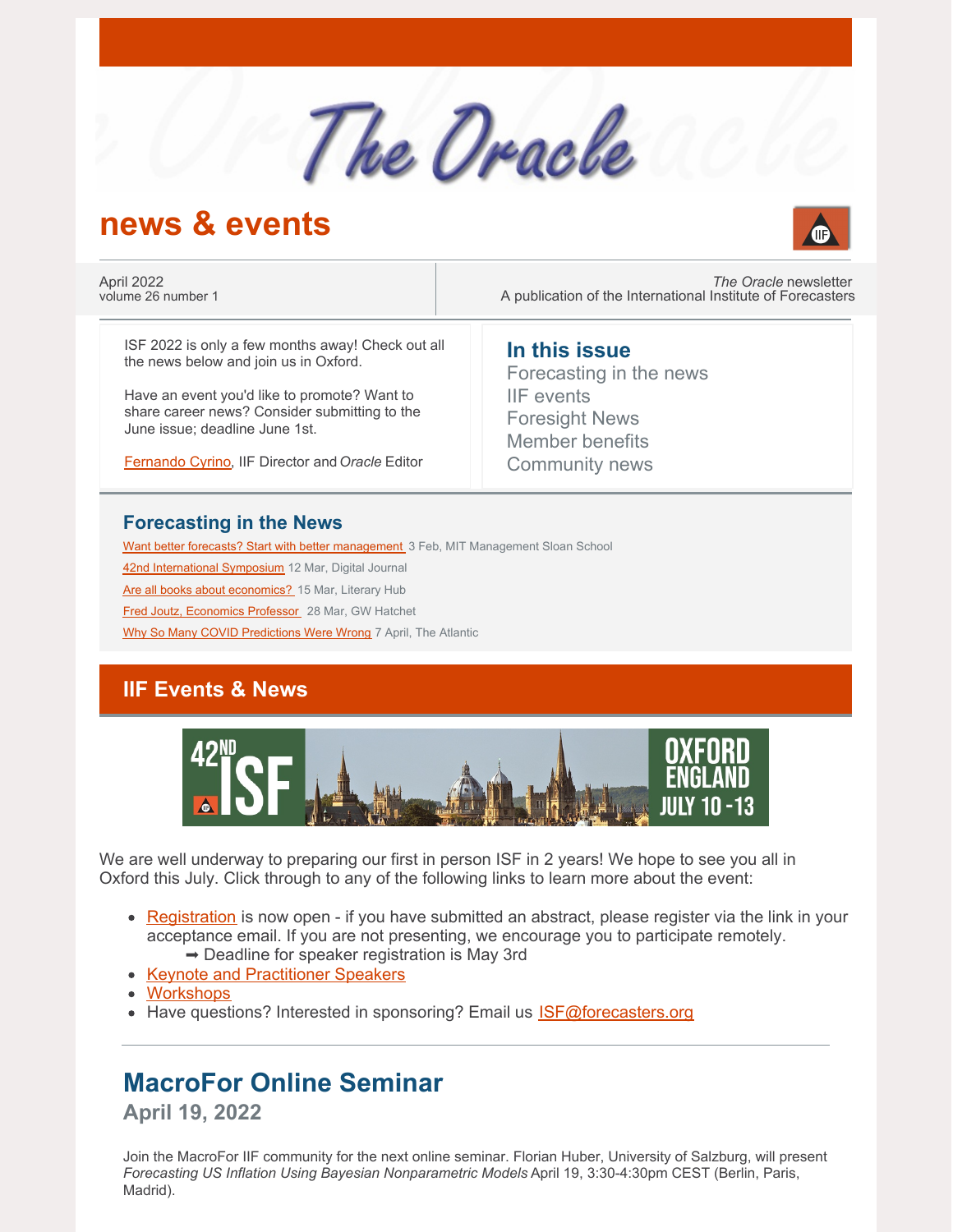# The Oracle

## news & events

April 2022
volume 26 number 1

*The Oracle* newsletter
A publication of the International Institute of Forecasters

ISF 2022 is only a few months away! Check out all the news below and join us in Oxford.

Have an event you'd like to promote? Want to share career news? Consider submitting to the June issue; deadline June 1st.

Fernando Cyrino, IIF Director and *Oracle* Editor

### In this issue

- Forecasting in the news
- IIF events
- Foresight News
- Member benefits
- Community news

## Forecasting in the News

- Want better forecasts? Start with better management 3 Feb, MIT Management Sloan School
- 42nd International Symposium 12 Mar, Digital Journal
- Are all books about economics? 15 Mar, Literary Hub
- Fred Joutz, Economics Professor 28 Mar, GW Hatchet
- Why So Many COVID Predictions Were Wrong 7 April, The Atlantic

## IIF Events & News

42ND ISF — OXFORD ENGLAND JULY 10 - 13

We are well underway to preparing our first in person ISF in 2 years! We hope to see you all in Oxford this July. Click through to any of the following links to learn more about the event:

- Registration is now open - if you have submitted an abstract, please register via the link in your acceptance email. If you are not presenting, we encourage you to participate remotely.
  - ➡ Deadline for speaker registration is May 3rd
- Keynote and Practitioner Speakers
- Workshops
- Have questions? Interested in sponsoring? Email us ISF@forecasters.org

## MacroFor Online Seminar

### April 19, 2022

Join the MacroFor IIF community for the next online seminar. Florian Huber, University of Salzburg, will present *Forecasting US Inflation Using Bayesian Nonparametric Models* April 19, 3:30-4:30pm CEST (Berlin, Paris, Madrid).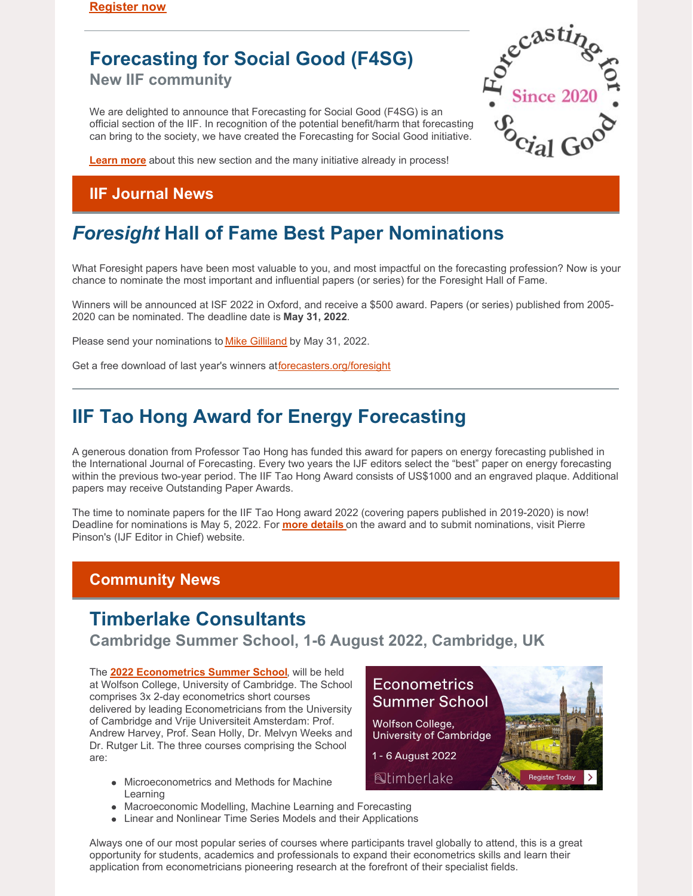Register now

## Forecasting for Social Good (F4SG)

### New IIF community

We are delighted to announce that Forecasting for Social Good (F4SG) is an official section of the IIF. In recognition of the potential benefit/harm that forecasting can bring to the society, we have created the Forecasting for Social Good initiative.

**Learn more** about this new section and the many initiative already in process!

## IIF Journal News

## *Foresight* Hall of Fame Best Paper Nominations

What Foresight papers have been most valuable to you, and most impactful on the forecasting profession? Now is your chance to nominate the most important and influential papers (or series) for the Foresight Hall of Fame.

Winners will be announced at ISF 2022 in Oxford, and receive a $500 award. Papers (or series) published from 2005-2020 can be nominated. The deadline date is **May 31, 2022**.

Please send your nominations to Mike Gilliland by May 31, 2022.

Get a free download of last year's winners at forecasters.org/foresight

## IIF Tao Hong Award for Energy Forecasting

A generous donation from Professor Tao Hong has funded this award for papers on energy forecasting published in the International Journal of Forecasting. Every two years the IJF editors select the "best" paper on energy forecasting within the previous two-year period. The IIF Tao Hong Award consists of US$1000 and an engraved plaque. Additional papers may receive Outstanding Paper Awards.

The time to nominate papers for the IIF Tao Hong award 2022 (covering papers published in 2019-2020) is now! Deadline for nominations is May 5, 2022. For **more details** on the award and to submit nominations, visit Pierre Pinson's (IJF Editor in Chief) website.

## Community News

## Timberlake Consultants

### Cambridge Summer School, 1-6 August 2022, Cambridge, UK

The **2022 Econometrics Summer School**, will be held at Wolfson College, University of Cambridge. The School comprises 3x 2-day econometrics short courses delivered by leading Econometricians from the University of Cambridge and Vrije Universiteit Amsterdam: Prof. Andrew Harvey, Prof. Sean Holly, Dr. Melvyn Weeks and Dr. Rutger Lit. The three courses comprising the School are:

- Microeconometrics and Methods for Machine Learning
- Macroeconomic Modelling, Machine Learning and Forecasting
- Linear and Nonlinear Time Series Models and their Applications

Always one of our most popular series of courses where participants travel globally to attend, this is a great opportunity for students, academics and professionals to expand their econometrics skills and learn their application from econometricians pioneering research at the forefront of their specialist fields.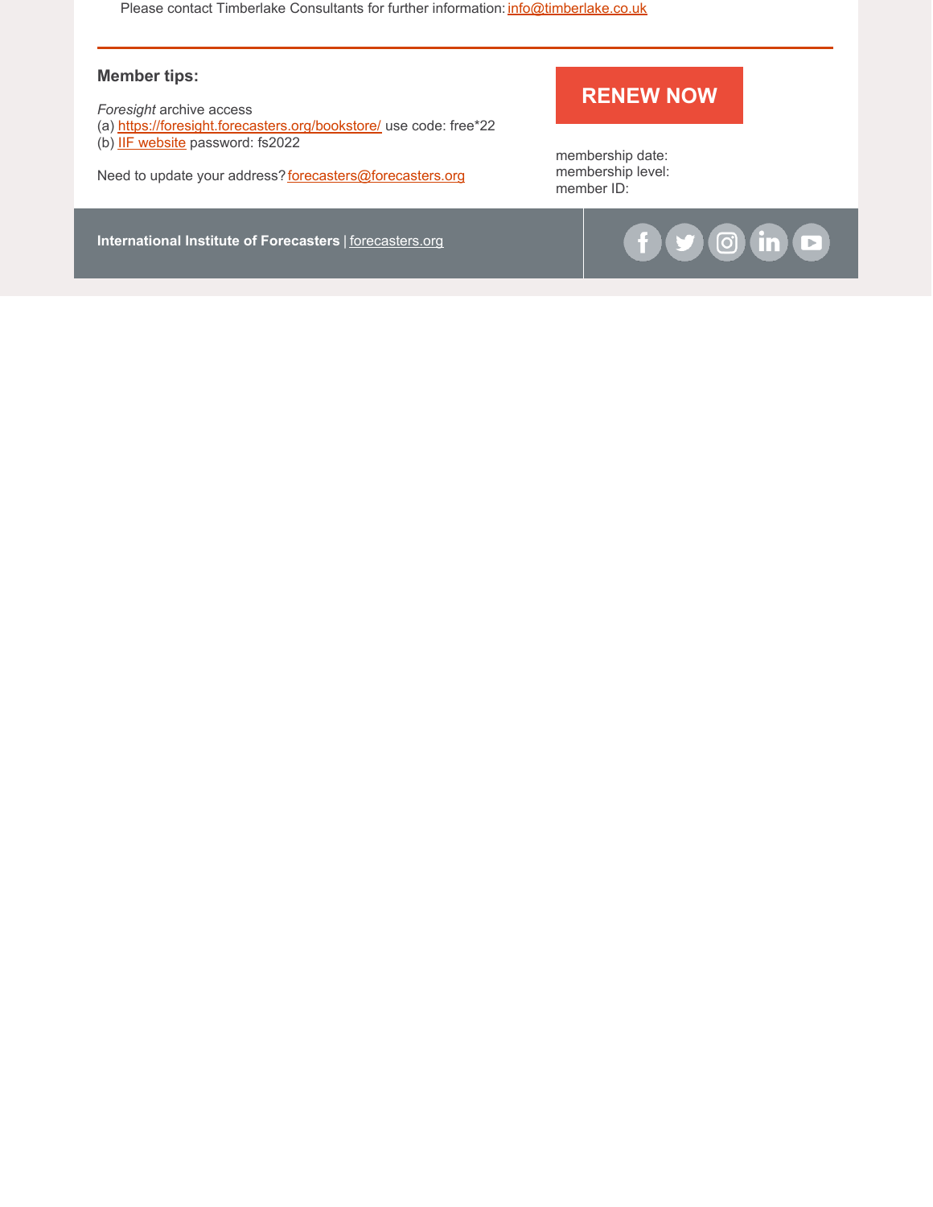Please contact Timberlake Consultants for further information: info@timberlake.co.uk

---

**Member tips:**

*Foresight* archive access
(a) https://foresight.forecasters.org/bookstore/ use code: free*22
(b) IIF website password: fs2022

Need to update your address? forecasters@forecasters.org

**RENEW NOW**

membership date:
membership level:
member ID:

**International Institute of Forecasters** | forecasters.org